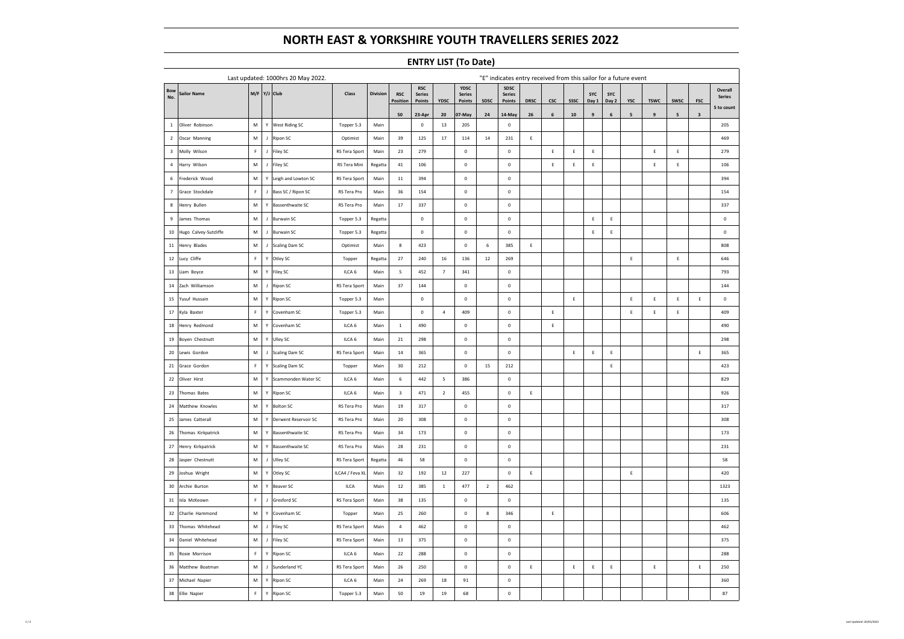# NORTH EAST & YORKSHIRE YOUTH TRAVELLERS SERIES 2022

## ENTRY LIST (To Date)

Last updated: 1000hrs 20 May 2022.

"E" indicates entry received from this sailor for a future event

| Bow No. | Sailor Name | M/F | Y/J | Club | Class | Division | RSC Position | RSC Series Points | YDSC | YDSC Series Points | SDSC | SDSC Series Points | DRSC | CSC | SSSC | SYC Day 1 | SYC Day 2 | YSC | TSWC | SWSC | FSC | Overall Series |
|---|---|---|---|---|---|---|---|---|---|---|---|---|---|---|---|---|---|---|---|---|---|---|
| | | | | | | | 50 | 23-Apr | 20 | 07-May | 24 | 14-May | 26 | 6 | 10 | 9 | 6 | 5 | 9 | 5 | 3 | 5 to count |
| 1 | Oliver Robinson | M | Y | West Riding SC | Topper 5.3 | Main | | 0 | 13 | 205 | | 0 | | | | | | | | | | 205 |
| 2 | Oscar Manning | M | J | Ripon SC | Optimist | Main | 39 | 125 | 17 | 114 | 14 | 231 | E | | | | | | | | | 469 |
| 3 | Molly Wilson | F | J | Filey SC | RS Tera Sport | Main | 23 | 279 | | 0 | | 0 | | E | E | E | | | E | E | | 279 |
| 4 | Harry Wilson | M | J | Filey SC | RS Tera Mini | Regatta | 41 | 106 | | 0 | | 0 | | E | E | E | | | E | E | | 106 |
| 6 | Frederick Wood | M | Y | Leigh and Lowton SC | RS Tera Sport | Main | 11 | 394 | | 0 | | 0 | | | | | | | | | | 394 |
| 7 | Grace Stockdale | F | J | Bass SC / Ripon SC | RS Tera Pro | Main | 36 | 154 | | 0 | | 0 | | | | | | | | | | 154 |
| 8 | Henry Bullen | M | Y | Bassenthwaite SC | RS Tera Pro | Main | 17 | 337 | | 0 | | 0 | | | | | | | | | | 337 |
| 9 | James Thomas | M | J | Burwain SC | Topper 5.3 | Regatta | | 0 | | 0 | | 0 | | | | E | E | | | | | 0 |
| 10 | Hugo Calvey-Sutcliffe | M | J | Burwain SC | Topper 5.3 | Regatta | | 0 | | 0 | | 0 | | | | E | E | | | | | 0 |
| 11 | Henry Blades | M | J | Scaling Dam SC | Optimist | Main | 8 | 423 | | 0 | 6 | 385 | E | | | | | | | | | 808 |
| 12 | Lucy Cliffe | F | Y | Otley SC | Topper | Regatta | 27 | 240 | 16 | 136 | 12 | 269 | | | | | | E | | E | | 646 |
| 13 | Liam Boyce | M | Y | Filey SC | ILCA 6 | Main | 5 | 452 | 7 | 341 | | 0 | | | | | | | | | | 793 |
| 14 | Zach Williamson | M | J | Ripon SC | RS Tera Sport | Main | 37 | 144 | | 0 | | 0 | | | | | | | | | | 144 |
| 15 | Yusuf Hussain | M | Y | Ripon SC | Topper 5.3 | Main | | 0 | | 0 | | 0 | | | E | | | E | E | E | E | 0 |
| 17 | Kyla Baxter | F | Y | Covenham SC | Topper 5.3 | Main | | 0 | 4 | 409 | | 0 | | E | | | | E | E | E | | 409 |
| 18 | Henry Redmond | M | Y | Covenham SC | ILCA 6 | Main | 1 | 490 | | 0 | | 0 | | E | | | | | | | | 490 |
| 19 | Boyen Chestnutt | M | Y | Ulley SC | ILCA 6 | Main | 21 | 298 | | 0 | | 0 | | | | | | | | | | 298 |
| 20 | Lewis Gordon | M | J | Scaling Dam SC | RS Tera Sport | Main | 14 | 365 | | 0 | | 0 | | | E | E | E | | | | E | 365 |
| 21 | Grace Gordon | F | Y | Scaling Dam SC | Topper | Main | 30 | 212 | | 0 | 15 | 212 | | | | | E | | | | | 423 |
| 22 | Oliver Hirst | M | Y | Scammonden Water SC | ILCA 6 | Main | 6 | 442 | 5 | 386 | | 0 | | | | | | | | | | 829 |
| 23 | Thomas Bates | M | Y | Ripon SC | ILCA 6 | Main | 3 | 471 | 2 | 455 | | 0 | E | | | | | | | | | 926 |
| 24 | Matthew Knowles | M | Y | Bolton SC | RS Tera Pro | Main | 19 | 317 | | 0 | | 0 | | | | | | | | | | 317 |
| 25 | James Catterall | M | Y | Derwent Reservoir SC | RS Tera Pro | Main | 20 | 308 | | 0 | | 0 | | | | | | | | | | 308 |
| 26 | Thomas Kirkpatrick | M | Y | Bassenthwaite SC | RS Tera Pro | Main | 34 | 173 | | 0 | | 0 | | | | | | | | | | 173 |
| 27 | Henry Kirkpatrick | M | Y | Bassenthwaite SC | RS Tera Pro | Main | 28 | 231 | | 0 | | 0 | | | | | | | | | | 231 |
| 28 | Jasper Chestnutt | M | J | Ulley SC | RS Tera Sport | Regatta | 46 | 58 | | 0 | | 0 | | | | | | | | | | 58 |
| 29 | Joshua Wright | M | Y | Otley SC | ILCA4 / Feva XL | Main | 32 | 192 | 12 | 227 | | 0 | E | | | | | E | | | | 420 |
| 30 | Archie Burton | M | Y | Beaver SC | ILCA | Main | 12 | 385 | 1 | 477 | 2 | 462 | | | | | | | | | | 1323 |
| 31 | Isla McKeown | F | J | Gresford SC | RS Tera Sport | Main | 38 | 135 | | 0 | | 0 | | | | | | | | | | 135 |
| 32 | Charlie Hammond | M | Y | Covenham SC | Topper | Main | 25 | 260 | | 0 | 8 | 346 | | E | | | | | | | | 606 |
| 33 | Thomas Whitehead | M | J | Filey SC | RS Tera Sport | Main | 4 | 462 | | 0 | | 0 | | | | | | | | | | 462 |
| 34 | Daniel Whitehead | M | J | Filey SC | RS Tera Sport | Main | 13 | 375 | | 0 | | 0 | | | | | | | | | | 375 |
| 35 | Rosie Morrison | F | Y | Ripon SC | ILCA 6 | Main | 22 | 288 | | 0 | | 0 | | | | | | | | | | 288 |
| 36 | Matthew Boatman | M | J | Sunderland YC | RS Tera Sport | Main | 26 | 250 | | 0 | | 0 | E | | E | E | E | | E | | E | 250 |
| 37 | Michael Napier | M | Y | Ripon SC | ILCA 6 | Main | 24 | 269 | 18 | 91 | | 0 | | | | | | | | | | 360 |
| 38 | Ellie Napier | F | Y | Ripon SC | Topper 5.3 | Main | 50 | 19 | 19 | 68 | | 0 | | | | | | | | | | 87 |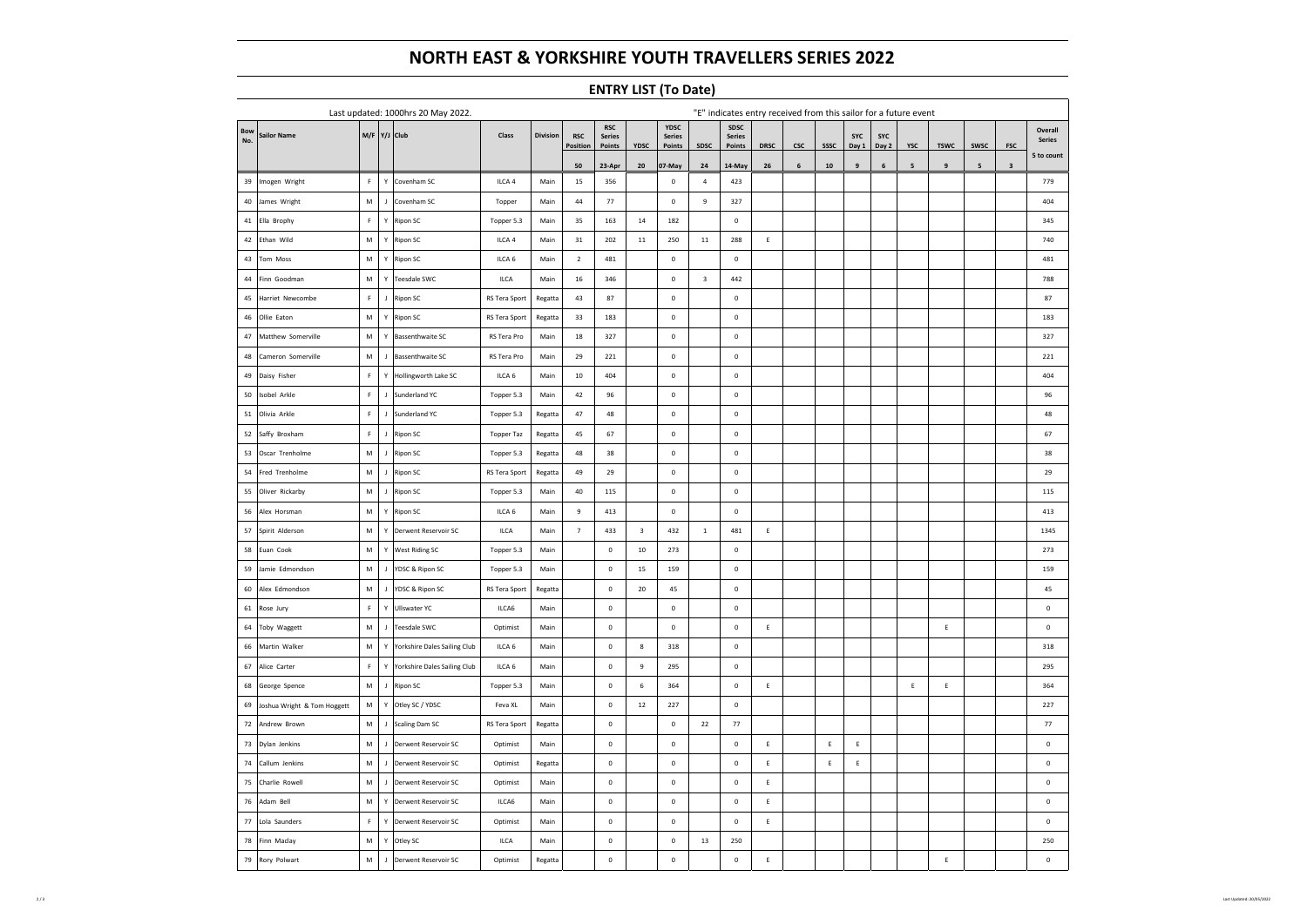# NORTH EAST & YORKSHIRE YOUTH TRAVELLERS SERIES 2022

## ENTRY LIST (To Date)

Last updated: 1000hrs 20 May 2022.

"E" indicates entry received from this sailor for a future event

| Bow No. | Sailor Name | M/F | Y/J | Club | Class | Division | RSC Position | RSC Series Points | YDSC | YDSC Series Points | SDSC | SDSC Series Points | DRSC | CSC | SSSC | SYC Day 1 | SYC Day 2 | YSC | TSWC | SWSC | FSC | Overall Series |
|---|---|---|---|---|---|---|---|---|---|---|---|---|---|---|---|---|---|---|---|---|---|---|
| | | | | | | | 50 | 23-Apr | 20 | 07-May | 24 | 14-May | 26 | 6 | 10 | 9 | 6 | 5 | 9 | 5 | 3 | 5 to count |
| 39 | Imogen Wright | F | Y | Covenham SC | ILCA 4 | Main | 15 | 356 | | 0 | 4 | 423 | | | | | | | | | | 779 |
| 40 | James Wright | M | J | Covenham SC | Topper | Main | 44 | 77 | | 0 | 9 | 327 | | | | | | | | | | 404 |
| 41 | Ella Brophy | F | Y | Ripon SC | Topper 5.3 | Main | 35 | 163 | 14 | 182 | | 0 | | | | | | | | | | 345 |
| 42 | Ethan Wild | M | Y | Ripon SC | ILCA 4 | Main | 31 | 202 | 11 | 250 | 11 | 288 | E | | | | | | | | | 740 |
| 43 | Tom Moss | M | Y | Ripon SC | ILCA 6 | Main | 2 | 481 | | 0 | | 0 | | | | | | | | | | 481 |
| 44 | Finn Goodman | M | Y | Teesdale SWC | ILCA | Main | 16 | 346 | | 0 | 3 | 442 | | | | | | | | | | 788 |
| 45 | Harriet Newcombe | F | J | Ripon SC | RS Tera Sport | Regatta | 43 | 87 | | 0 | | 0 | | | | | | | | | | 87 |
| 46 | Ollie Eaton | M | Y | Ripon SC | RS Tera Sport | Regatta | 33 | 183 | | 0 | | 0 | | | | | | | | | | 183 |
| 47 | Matthew Somerville | M | Y | Bassenthwaite SC | RS Tera Pro | Main | 18 | 327 | | 0 | | 0 | | | | | | | | | | 327 |
| 48 | Cameron Somerville | M | J | Bassenthwaite SC | RS Tera Pro | Main | 29 | 221 | | 0 | | 0 | | | | | | | | | | 221 |
| 49 | Daisy Fisher | F | Y | Hollingworth Lake SC | ILCA 6 | Main | 10 | 404 | | 0 | | 0 | | | | | | | | | | 404 |
| 50 | Isobel Arkle | F | J | Sunderland YC | Topper 5.3 | Main | 42 | 96 | | 0 | | 0 | | | | | | | | | | 96 |
| 51 | Olivia Arkle | F | J | Sunderland YC | Topper 5.3 | Regatta | 47 | 48 | | 0 | | 0 | | | | | | | | | | 48 |
| 52 | Saffy Broxham | F | J | Ripon SC | Topper Taz | Regatta | 45 | 67 | | 0 | | 0 | | | | | | | | | | 67 |
| 53 | Oscar Trenholme | M | J | Ripon SC | Topper 5.3 | Regatta | 48 | 38 | | 0 | | 0 | | | | | | | | | | 38 |
| 54 | Fred Trenholme | M | J | Ripon SC | RS Tera Sport | Regatta | 49 | 29 | | 0 | | 0 | | | | | | | | | | 29 |
| 55 | Oliver Rickarby | M | J | Ripon SC | Topper 5.3 | Main | 40 | 115 | | 0 | | 0 | | | | | | | | | | 115 |
| 56 | Alex Horsman | M | Y | Ripon SC | ILCA 6 | Main | 9 | 413 | | 0 | | 0 | | | | | | | | | | 413 |
| 57 | Spirit Alderson | M | Y | Derwent Reservoir SC | ILCA | Main | 7 | 433 | 3 | 432 | 1 | 481 | E | | | | | | | | | 1345 |
| 58 | Euan Cook | M | Y | West Riding SC | Topper 5.3 | Main | | 0 | 10 | 273 | | 0 | | | | | | | | | | 273 |
| 59 | Jamie Edmondson | M | J | YDSC & Ripon SC | Topper 5.3 | Main | | 0 | 15 | 159 | | 0 | | | | | | | | | | 159 |
| 60 | Alex Edmondson | M | J | YDSC & Ripon SC | RS Tera Sport | Regatta | | 0 | 20 | 45 | | 0 | | | | | | | | | | 45 |
| 61 | Rose Jury | F | Y | Ullswater YC | ILCA6 | Main | | 0 | | 0 | | 0 | | | | | | | | | | 0 |
| 64 | Toby Waggett | M | J | Teesdale SWC | Optimist | Main | | 0 | | 0 | | 0 | E | | | | | | E | | | 0 |
| 66 | Martin Walker | M | Y | Yorkshire Dales Sailing Club | ILCA 6 | Main | | 0 | 8 | 318 | | 0 | | | | | | | | | | 318 |
| 67 | Alice Carter | F | Y | Yorkshire Dales Sailing Club | ILCA 6 | Main | | 0 | 9 | 295 | | 0 | | | | | | | | | | 295 |
| 68 | George Spence | M | J | Ripon SC | Topper 5.3 | Main | | 0 | 6 | 364 | | 0 | E | | | | | E | E | | | 364 |
| 69 | Joshua Wright & Tom Hoggett | M | Y | Otley SC / YDSC | Feva XL | Main | | 0 | 12 | 227 | | 0 | | | | | | | | | | 227 |
| 72 | Andrew Brown | M | J | Scaling Dam SC | RS Tera Sport | Regatta | | 0 | | 0 | 22 | 77 | | | | | | | | | | 77 |
| 73 | Dylan Jenkins | M | J | Derwent Reservoir SC | Optimist | Main | | 0 | | 0 | | 0 | E | | E | E | | | | | | 0 |
| 74 | Callum Jenkins | M | J | Derwent Reservoir SC | Optimist | Regatta | | 0 | | 0 | | 0 | E | | E | E | | | | | | 0 |
| 75 | Charlie Rowell | M | J | Derwent Reservoir SC | Optimist | Main | | 0 | | 0 | | 0 | E | | | | | | | | | 0 |
| 76 | Adam Bell | M | Y | Derwent Reservoir SC | ILCA6 | Main | | 0 | | 0 | | 0 | E | | | | | | | | | 0 |
| 77 | Lola Saunders | F | Y | Derwent Reservoir SC | Optimist | Main | | 0 | | 0 | | 0 | E | | | | | | | | | 0 |
| 78 | Finn Maclay | M | Y | Otley SC | ILCA | Main | | 0 | | 0 | 13 | 250 | | | | | | | | | | 250 |
| 79 | Rory Polwart | M | J | Derwent Reservoir SC | Optimist | Regatta | | 0 | | 0 | | 0 | E | | | | | | E | | | 0 |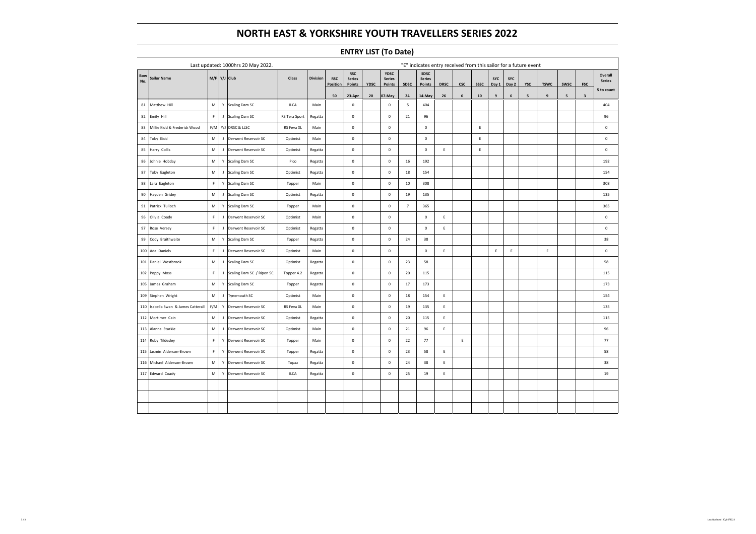# NORTH EAST & YORKSHIRE YOUTH TRAVELLERS SERIES 2022

## ENTRY LIST (To Date)

Last updated: 1000hrs 20 May 2022.

"E" indicates entry received from this sailor for a future event

| Bow No. | Sailor Name | M/F | Y/J | Club | Class | Division | RSC Position | RSC Series Points | YDSC | YDSC Series Points | SDSC | SDSC Series Points | DRSC | CSC | SSSC | SYC Day 1 | SYC Day 2 | YSC | TSWC | SWSC | FSC | Overall Series |
|---|---|---|---|---|---|---|---|---|---|---|---|---|---|---|---|---|---|---|---|---|---|---|
| | | | | | | | 50 | 23-Apr | 20 | 07-May | 24 | 14-May | 26 | 6 | 10 | 9 | 6 | 5 | 9 | 5 | 3 | 5 to count |
| 81 | Matthew Hill | M | Y | Scaling Dam SC | ILCA | Main | | 0 | | 0 | 5 | 404 | | | | | | | | | | 404 |
| 82 | Emily Hill | F | J | Scaling Dam SC | RS Tera Sport | Regatta | | 0 | | 0 | 21 | 96 | | | | | | | | | | 96 |
| 83 | Millie Kidd & Frederick Wood | F/M | Y/J | DRSC & LLSC | RS Feva XL | Main | | 0 | | 0 | | 0 | | | E | | | | | | | 0 |
| 84 | Toby Kidd | M | J | Derwent Reservoir SC | Optimist | Main | | 0 | | 0 | | 0 | | | E | | | | | | | 0 |
| 85 | Harry Collis | M | J | Derwent Reservoir SC | Optimist | Regatta | | 0 | | 0 | | 0 | E | | E | | | | | | | 0 |
| 86 | Johnie Hobday | M | Y | Scaling Dam SC | Pico | Regatta | | 0 | | 0 | 16 | 192 | | | | | | | | | | 192 |
| 87 | Toby Eagleton | M | J | Scaling Dam SC | Optimist | Regatta | | 0 | | 0 | 18 | 154 | | | | | | | | | | 154 |
| 88 | Lara Eagleton | F | Y | Scaling Dam SC | Topper | Main | | 0 | | 0 | 10 | 308 | | | | | | | | | | 308 |
| 90 | Hayden Gridey | M | J | Scaling Dam SC | Optimist | Regatta | | 0 | | 0 | 19 | 135 | | | | | | | | | | 135 |
| 91 | Patrick Tulloch | M | Y | Scaling Dam SC | Topper | Main | | 0 | | 0 | 7 | 365 | | | | | | | | | | 365 |
| 96 | Olivia Coady | F | J | Derwent Reservoir SC | Optimist | Main | | 0 | | 0 | | 0 | E | | | | | | | | | 0 |
| 97 | Rose Versey | F | J | Derwent Reservoir SC | Optimist | Regatta | | 0 | | 0 | | 0 | E | | | | | | | | | 0 |
| 99 | Cody Braithwaite | M | Y | Scaling Dam SC | Topper | Regatta | | 0 | | 0 | 24 | 38 | | | | | | | | | | 38 |
| 100 | Ada Daniels | F | J | Derwent Reservoir SC | Optimist | Main | | 0 | | 0 | | 0 | E | | | E | E | | E | | | 0 |
| 101 | Daniel Westbrook | M | J | Scaling Dam SC | Optimist | Regatta | | 0 | | 0 | 23 | 58 | | | | | | | | | | 58 |
| 102 | Poppy Moss | F | J | Scaling Dam SC / Ripon SC | Topper 4.2 | Regatta | | 0 | | 0 | 20 | 115 | | | | | | | | | | 115 |
| 105 | James Graham | M | Y | Scaling Dam SC | Topper | Regatta | | 0 | | 0 | 17 | 173 | | | | | | | | | | 173 |
| 109 | Stephen Wright | M | J | Tynemouth SC | Optimist | Main | | 0 | | 0 | 18 | 154 | E | | | | | | | | | 154 |
| 110 | Isabella Swan & James Catterall | F/M | Y | Derwent Reservoir SC | RS Feva XL | Main | | 0 | | 0 | 19 | 135 | E | | | | | | | | | 135 |
| 112 | Mortimer Cain | M | J | Derwent Reservoir SC | Optimist | Regatta | | 0 | | 0 | 20 | 115 | E | | | | | | | | | 115 |
| 113 | Alanna Starkie | M | J | Derwent Reservoir SC | Optimist | Main | | 0 | | 0 | 21 | 96 | E | | | | | | | | | 96 |
| 114 | Ruby Tildesley | F | Y | Derwent Reservoir SC | Topper | Main | | 0 | | 0 | 22 | 77 | | E | | | | | | | | 77 |
| 115 | Jasmin Alderson-Brown | F | Y | Derwent Reservoir SC | Topper | Regatta | | 0 | | 0 | 23 | 58 | E | | | | | | | | | 58 |
| 116 | Michael Alderson-Brown | M | Y | Derwent Reservoir SC | Topaz | Regatta | | 0 | | 0 | 24 | 38 | E | | | | | | | | | 38 |
| 117 | Edward Coady | M | Y | Derwent Reservoir SC | ILCA | Regatta | | 0 | | 0 | 25 | 19 | E | | | | | | | | | 19 |
| | | | | | | | | | | | | | | | | | | | | | | |
| | | | | | | | | | | | | | | | | | | | | | | |
| | | | | | | | | | | | | | | | | | | | | | | |